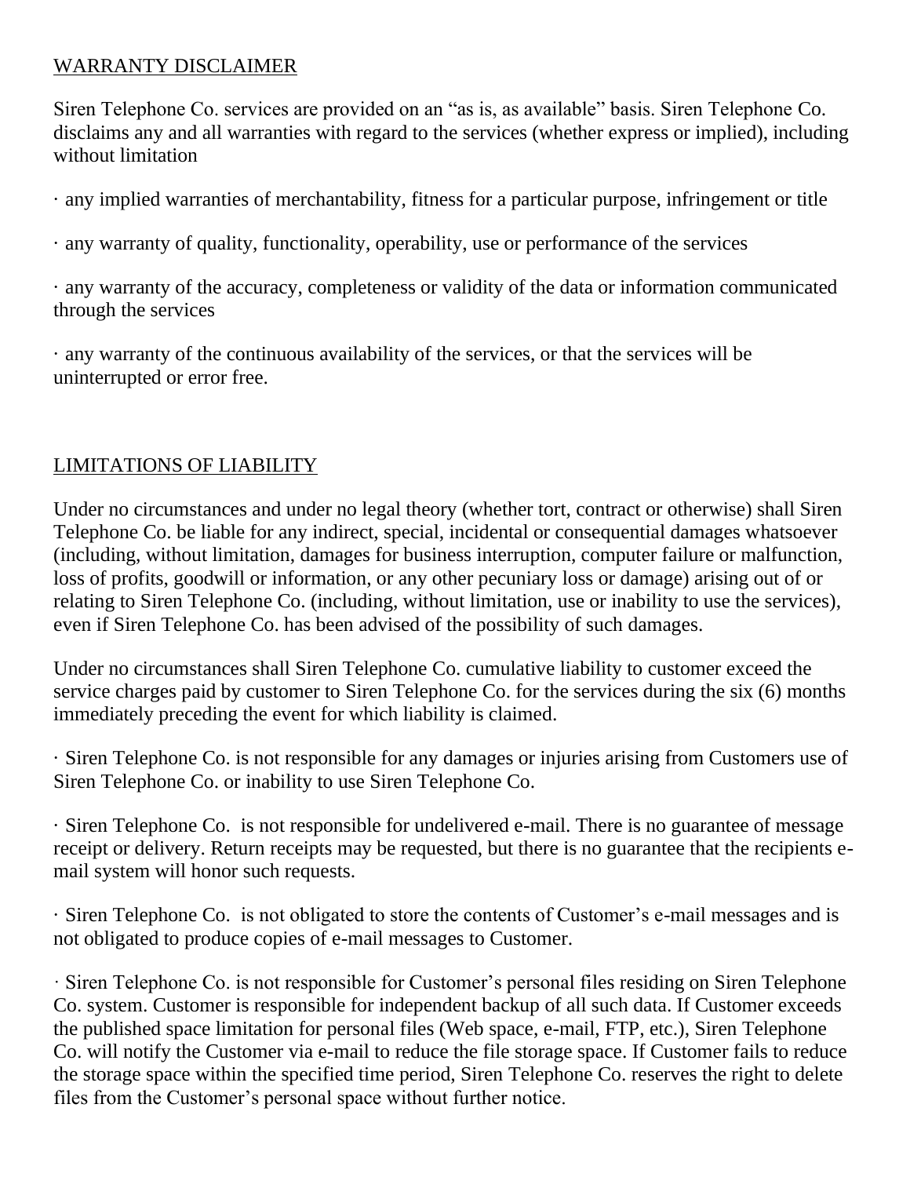<u>WARRANTY DISCLAIMER</u>

Siren Telephone Co. services are provided on an "as is, as available" basis. Siren Telephone Co. disclaims any and all warranties with regard to the services (whether express or implied), including without limitation

· any implied warranties of merchantability, fitness for a particular purpose, infringement or title

· any warranty of quality, functionality, operability, use or performance of the services

· any warranty of the accuracy, completeness or validity of the data or information communicated through the services

· any warranty of the continuous availability of the services, or that the services will be uninterrupted or error free.

<u>LIMITATIONS OF LIABILITY</u>

Under no circumstances and under no legal theory (whether tort, contract or otherwise) shall Siren Telephone Co. be liable for any indirect, special, incidental or consequential damages whatsoever (including, without limitation, damages for business interruption, computer failure or malfunction, loss of profits, goodwill or information, or any other pecuniary loss or damage) arising out of or relating to Siren Telephone Co. (including, without limitation, use or inability to use the services), even if Siren Telephone Co. has been advised of the possibility of such damages.

Under no circumstances shall Siren Telephone Co. cumulative liability to customer exceed the service charges paid by customer to Siren Telephone Co. for the services during the six (6) months immediately preceding the event for which liability is claimed.

· Siren Telephone Co. is not responsible for any damages or injuries arising from Customers use of Siren Telephone Co. or inability to use Siren Telephone Co.

· Siren Telephone Co. is not responsible for undelivered e-mail. There is no guarantee of message receipt or delivery. Return receipts may be requested, but there is no guarantee that the recipients e-mail system will honor such requests.

· Siren Telephone Co. is not obligated to store the contents of Customer's e-mail messages and is not obligated to produce copies of e-mail messages to Customer.

· Siren Telephone Co. is not responsible for Customer's personal files residing on Siren Telephone Co. system. Customer is responsible for independent backup of all such data. If Customer exceeds the published space limitation for personal files (Web space, e-mail, FTP, etc.), Siren Telephone Co. will notify the Customer via e-mail to reduce the file storage space. If Customer fails to reduce the storage space within the specified time period, Siren Telephone Co. reserves the right to delete files from the Customer's personal space without further notice.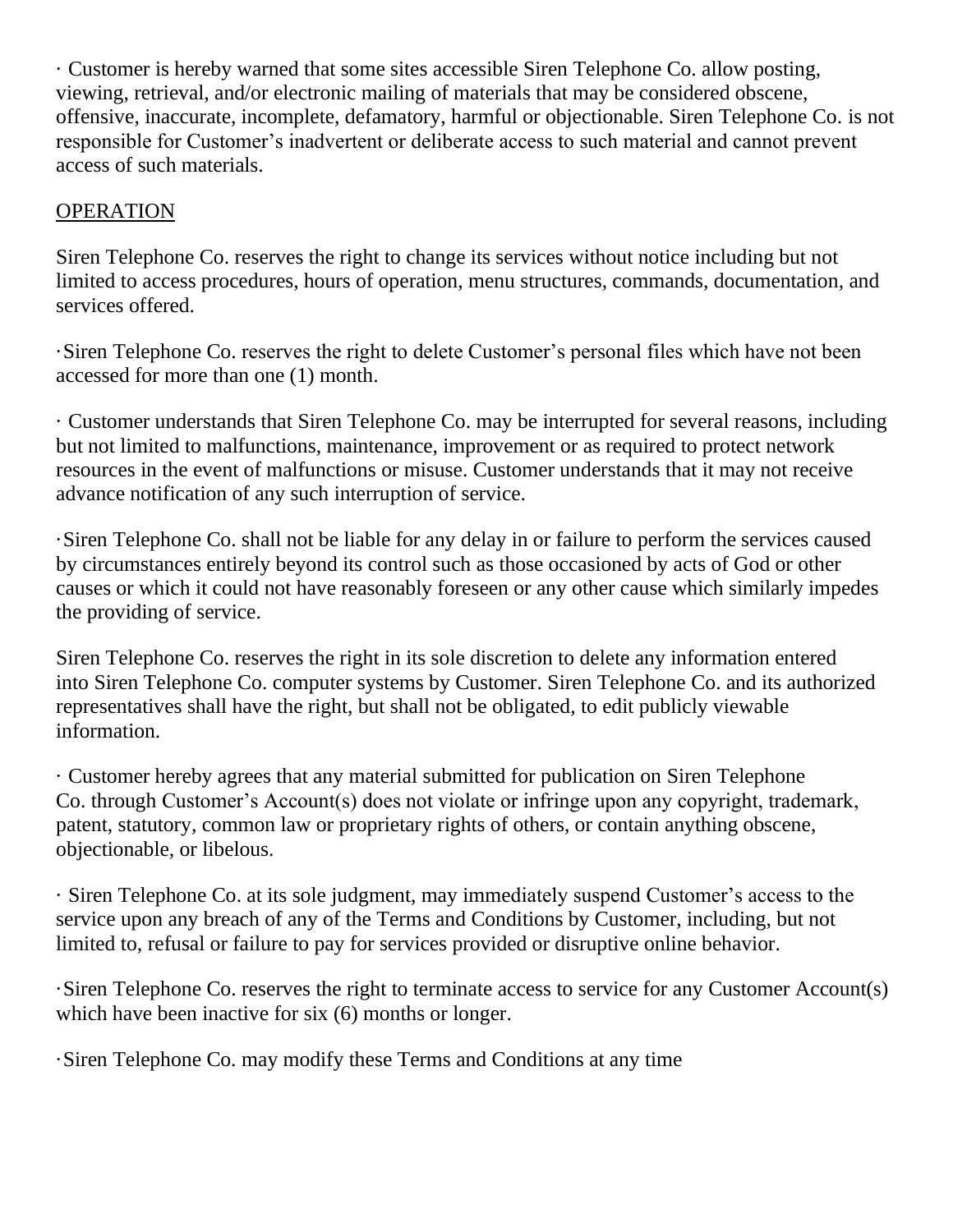· Customer is hereby warned that some sites accessible Siren Telephone Co. allow posting, viewing, retrieval, and/or electronic mailing of materials that may be considered obscene, offensive, inaccurate, incomplete, defamatory, harmful or objectionable. Siren Telephone Co. is not responsible for Customer's inadvertent or deliberate access to such material and cannot prevent access of such materials.

<u>OPERATION</u>

Siren Telephone Co. reserves the right to change its services without notice including but not limited to access procedures, hours of operation, menu structures, commands, documentation, and services offered.

· Siren Telephone Co. reserves the right to delete Customer's personal files which have not been accessed for more than one (1) month.

· Customer understands that Siren Telephone Co. may be interrupted for several reasons, including but not limited to malfunctions, maintenance, improvement or as required to protect network resources in the event of malfunctions or misuse. Customer understands that it may not receive advance notification of any such interruption of service.

· Siren Telephone Co. shall not be liable for any delay in or failure to perform the services caused by circumstances entirely beyond its control such as those occasioned by acts of God or other causes or which it could not have reasonably foreseen or any other cause which similarly impedes the providing of service.

Siren Telephone Co. reserves the right in its sole discretion to delete any information entered into Siren Telephone Co. computer systems by Customer. Siren Telephone Co. and its authorized representatives shall have the right, but shall not be obligated, to edit publicly viewable information.

· Customer hereby agrees that any material submitted for publication on Siren Telephone Co. through Customer's Account(s) does not violate or infringe upon any copyright, trademark, patent, statutory, common law or proprietary rights of others, or contain anything obscene, objectionable, or libelous.

· Siren Telephone Co. at its sole judgment, may immediately suspend Customer's access to the service upon any breach of any of the Terms and Conditions by Customer, including, but not limited to, refusal or failure to pay for services provided or disruptive online behavior.

· Siren Telephone Co. reserves the right to terminate access to service for any Customer Account(s) which have been inactive for six (6) months or longer.

· Siren Telephone Co. may modify these Terms and Conditions at any time